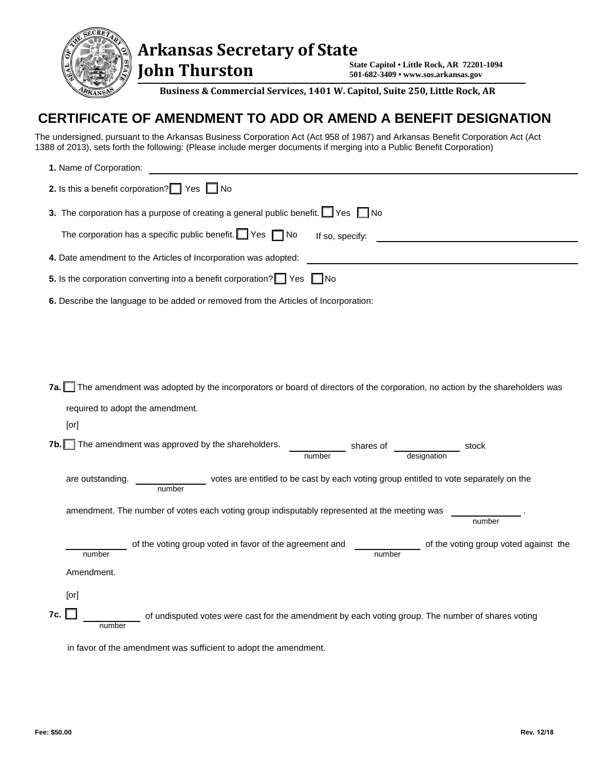# Arkansas Secretary of State
# John Thurston

State Capitol • Little Rock, AR 72201-1094
501-682-3409 • www.sos.arkansas.gov

**Business & Commercial Services, 1401 W. Capitol, Suite 250, Little Rock, AR**

## CERTIFICATE OF AMENDMENT TO ADD OR AMEND A BENEFIT DESIGNATION

The undersigned, pursuant to the Arkansas Business Corporation Act (Act 958 of 1987) and Arkansas Benefit Corporation Act (Act 1388 of 2013), sets forth the following: (Please include merger documents if merging into a Public Benefit Corporation)

**1.** Name of Corporation: ______________________________

**2.** Is this a benefit corporation? ☐ Yes ☐ No

**3.** The corporation has a purpose of creating a general public benefit. ☐ Yes ☐ No

The corporation has a specific public benefit. ☐ Yes ☐ No If so, specify: ______________________________

**4.** Date amendment to the Articles of Incorporation was adopted: ______________________________

**5.** Is the corporation converting into a benefit corporation? ☐ Yes ☐ No

**6.** Describe the language to be added or removed from the Articles of Incorporation:

**7a.** ☐ The amendment was adopted by the incorporators or board of directors of the corporation, no action by the shareholders was required to adopt the amendment.

[or]

**7b.** ☐ The amendment was approved by the shareholders. __________ (number) shares of __________ (designation) stock are outstanding. __________ (number) votes are entitled to be cast by each voting group entitled to vote separately on the amendment. The number of votes each voting group indisputably represented at the meeting was __________ (number).

__________ (number) of the voting group voted in favor of the agreement and __________ (number) of the voting group voted against the Amendment.

[or]

**7c.** ☐ __________ (number) of undisputed votes were cast for the amendment by each voting group. The number of shares voting in favor of the amendment was sufficient to adopt the amendment.

Fee: $50.00

Rev. 12/18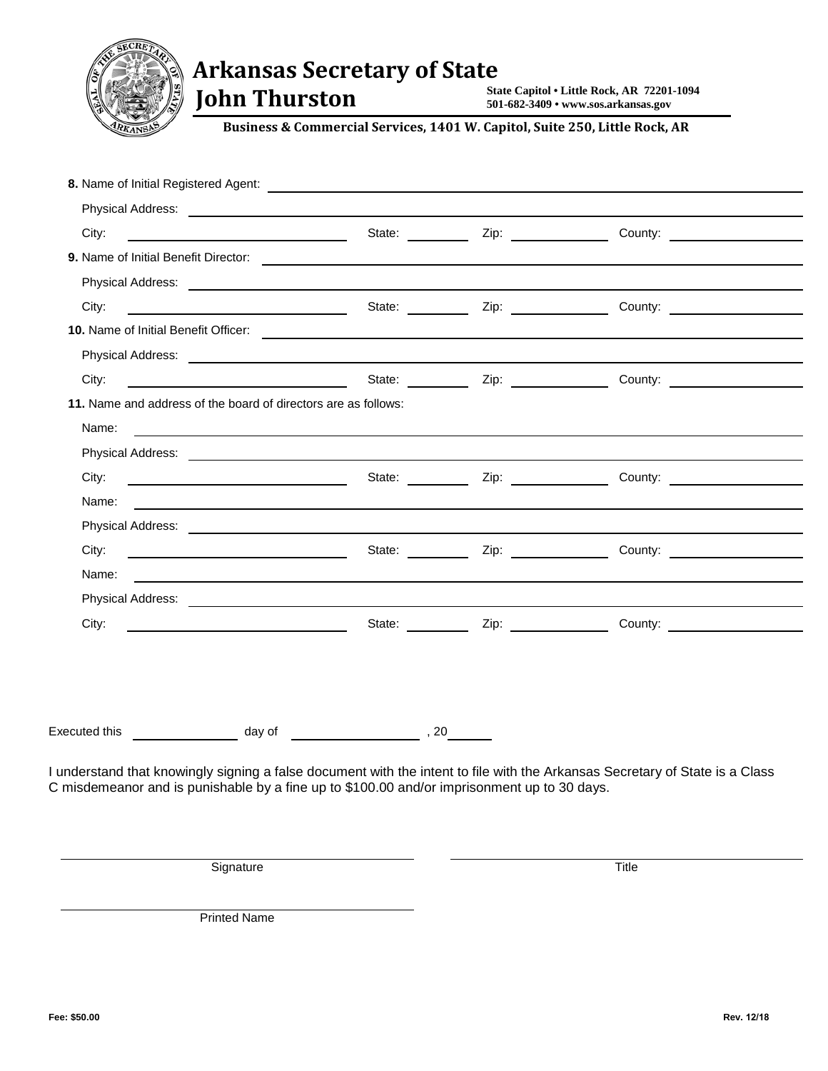# Arkansas Secretary of State
## John Thurston

State Capitol • Little Rock, AR 72201-1094
501-682-3409 • www.sos.arkansas.gov

**Business & Commercial Services, 1401 W. Capitol, Suite 250, Little Rock, AR**

**8.** Name of Initial Registered Agent: \_\_\_\_\_\_\_\_\_\_\_\_\_\_\_\_\_\_\_\_

Physical Address: \_\_\_\_\_\_\_\_\_\_\_\_\_\_\_\_\_\_\_\_

City: \_\_\_\_\_\_\_\_\_\_ State: \_\_\_\_\_ Zip: \_\_\_\_\_\_\_ County: \_\_\_\_\_\_\_\_\_\_

**9.** Name of Initial Benefit Director: \_\_\_\_\_\_\_\_\_\_\_\_\_\_\_\_\_\_\_\_

Physical Address: \_\_\_\_\_\_\_\_\_\_\_\_\_\_\_\_\_\_\_\_

City: \_\_\_\_\_\_\_\_\_\_ State: \_\_\_\_\_ Zip: \_\_\_\_\_\_\_ County: \_\_\_\_\_\_\_\_\_\_

**10.** Name of Initial Benefit Officer: \_\_\_\_\_\_\_\_\_\_\_\_\_\_\_\_\_\_\_\_

Physical Address: \_\_\_\_\_\_\_\_\_\_\_\_\_\_\_\_\_\_\_\_

City: \_\_\_\_\_\_\_\_\_\_ State: \_\_\_\_\_ Zip: \_\_\_\_\_\_\_ County: \_\_\_\_\_\_\_\_\_\_

**11.** Name and address of the board of directors are as follows:

Name: \_\_\_\_\_\_\_\_\_\_\_\_\_\_\_\_\_\_\_\_

Physical Address: \_\_\_\_\_\_\_\_\_\_\_\_\_\_\_\_\_\_\_\_

City: \_\_\_\_\_\_\_\_\_\_ State: \_\_\_\_\_ Zip: \_\_\_\_\_\_\_ County: \_\_\_\_\_\_\_\_\_\_

Name: \_\_\_\_\_\_\_\_\_\_\_\_\_\_\_\_\_\_\_\_

Physical Address: \_\_\_\_\_\_\_\_\_\_\_\_\_\_\_\_\_\_\_\_

City: \_\_\_\_\_\_\_\_\_\_ State: \_\_\_\_\_ Zip: \_\_\_\_\_\_\_ County: \_\_\_\_\_\_\_\_\_\_

Name: \_\_\_\_\_\_\_\_\_\_\_\_\_\_\_\_\_\_\_\_

Physical Address: \_\_\_\_\_\_\_\_\_\_\_\_\_\_\_\_\_\_\_\_

City: \_\_\_\_\_\_\_\_\_\_ State: \_\_\_\_\_ Zip: \_\_\_\_\_\_\_ County: \_\_\_\_\_\_\_\_\_\_

Executed this \_\_\_\_\_\_\_ day of \_\_\_\_\_\_\_\_\_, 20\_\_\_

I understand that knowingly signing a false document with the intent to file with the Arkansas Secretary of State is a Class C misdemeanor and is punishable by a fine up to $100.00 and/or imprisonment up to 30 days.

\_\_\_\_\_\_\_\_\_\_\_\_\_\_\_\_\_\_\_\_
Signature

\_\_\_\_\_\_\_\_\_\_\_\_\_\_\_\_\_\_\_\_
Title

\_\_\_\_\_\_\_\_\_\_\_\_\_\_\_\_\_\_\_\_
Printed Name

Fee: $50.00

Rev. 12/18